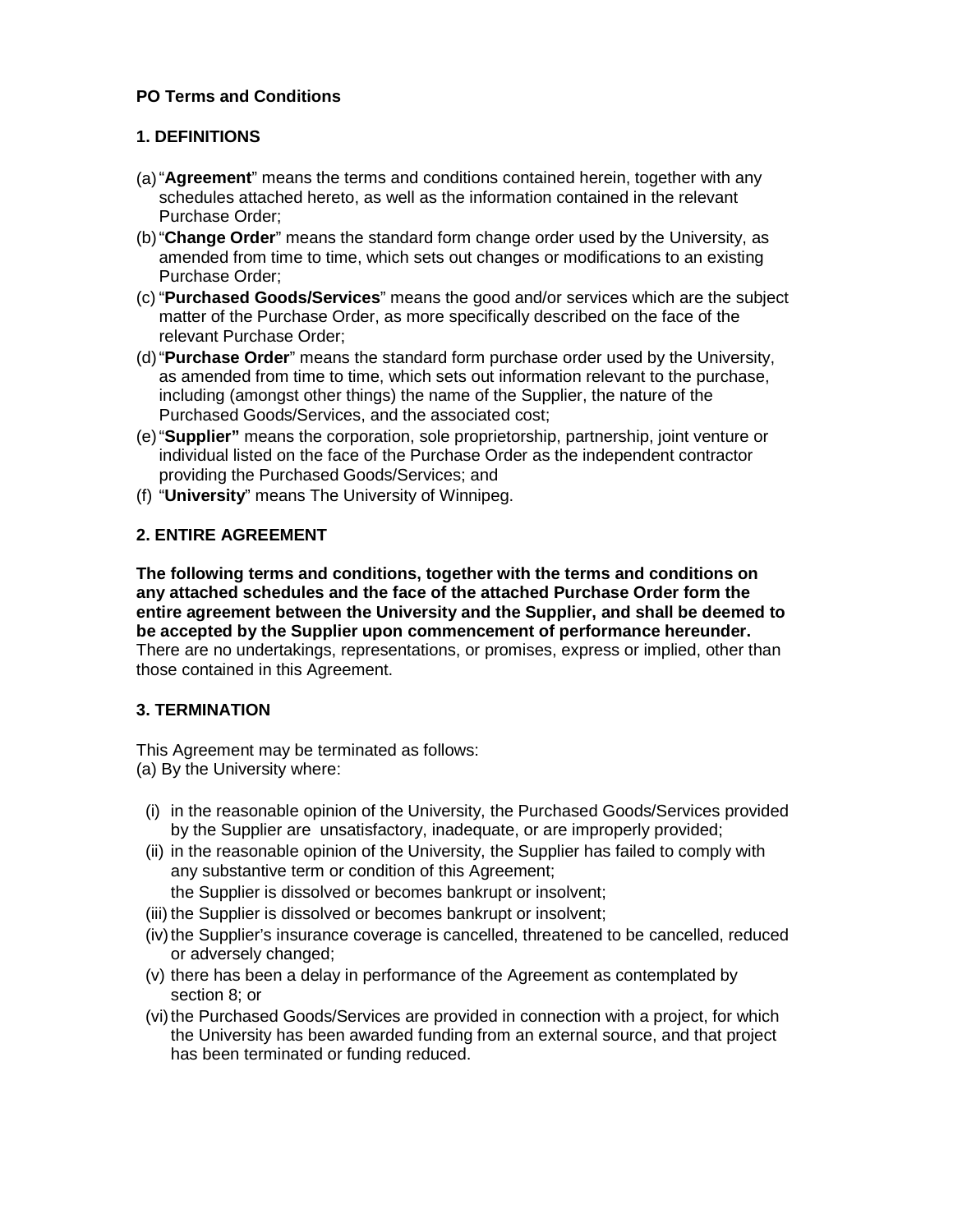**PO Terms and Conditions**

**1. DEFINITIONS**

(a) "**Agreement**" means the terms and conditions contained herein, together with any schedules attached hereto, as well as the information contained in the relevant Purchase Order;

(b) "**Change Order**" means the standard form change order used by the University, as amended from time to time, which sets out changes or modifications to an existing Purchase Order;

(c) "**Purchased Goods/Services**" means the good and/or services which are the subject matter of the Purchase Order, as more specifically described on the face of the relevant Purchase Order;

(d) "**Purchase Order**" means the standard form purchase order used by the University, as amended from time to time, which sets out information relevant to the purchase, including (amongst other things) the name of the Supplier, the nature of the Purchased Goods/Services, and the associated cost;

(e) "**Supplier"** means the corporation, sole proprietorship, partnership, joint venture or individual listed on the face of the Purchase Order as the independent contractor providing the Purchased Goods/Services; and

(f) "**University**" means The University of Winnipeg.

**2. ENTIRE AGREEMENT**

**The following terms and conditions, together with the terms and conditions on any attached schedules and the face of the attached Purchase Order form the entire agreement between the University and the Supplier, and shall be deemed to be accepted by the Supplier upon commencement of performance hereunder.** There are no undertakings, representations, or promises, express or implied, other than those contained in this Agreement.

**3. TERMINATION**

This Agreement may be terminated as follows:

(a) By the University where:

(i) in the reasonable opinion of the University, the Purchased Goods/Services provided by the Supplier are unsatisfactory, inadequate, or are improperly provided;

(ii) in the reasonable opinion of the University, the Supplier has failed to comply with any substantive term or condition of this Agreement;
the Supplier is dissolved or becomes bankrupt or insolvent;

(iii) the Supplier is dissolved or becomes bankrupt or insolvent;

(iv) the Supplier's insurance coverage is cancelled, threatened to be cancelled, reduced or adversely changed;

(v) there has been a delay in performance of the Agreement as contemplated by section 8; or

(vi) the Purchased Goods/Services are provided in connection with a project, for which the University has been awarded funding from an external source, and that project has been terminated or funding reduced.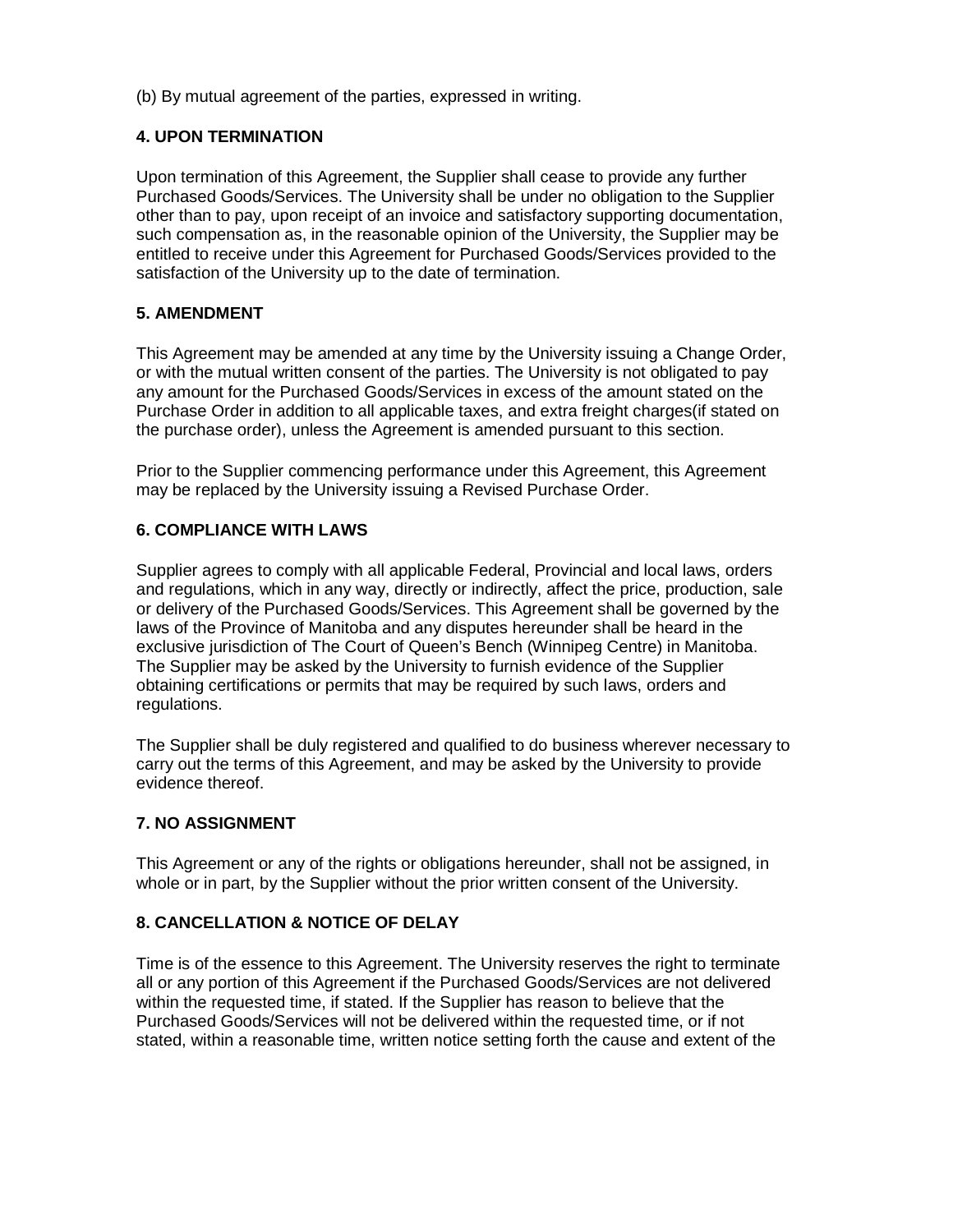(b) By mutual agreement of the parties, expressed in writing.

## 4. UPON TERMINATION

Upon termination of this Agreement, the Supplier shall cease to provide any further Purchased Goods/Services. The University shall be under no obligation to the Supplier other than to pay, upon receipt of an invoice and satisfactory supporting documentation, such compensation as, in the reasonable opinion of the University, the Supplier may be entitled to receive under this Agreement for Purchased Goods/Services provided to the satisfaction of the University up to the date of termination.

## 5. AMENDMENT

This Agreement may be amended at any time by the University issuing a Change Order, or with the mutual written consent of the parties. The University is not obligated to pay any amount for the Purchased Goods/Services in excess of the amount stated on the Purchase Order in addition to all applicable taxes, and extra freight charges(if stated on the purchase order), unless the Agreement is amended pursuant to this section.

Prior to the Supplier commencing performance under this Agreement, this Agreement may be replaced by the University issuing a Revised Purchase Order.

## 6. COMPLIANCE WITH LAWS

Supplier agrees to comply with all applicable Federal, Provincial and local laws, orders and regulations, which in any way, directly or indirectly, affect the price, production, sale or delivery of the Purchased Goods/Services. This Agreement shall be governed by the laws of the Province of Manitoba and any disputes hereunder shall be heard in the exclusive jurisdiction of The Court of Queen's Bench (Winnipeg Centre) in Manitoba. The Supplier may be asked by the University to furnish evidence of the Supplier obtaining certifications or permits that may be required by such laws, orders and regulations.

The Supplier shall be duly registered and qualified to do business wherever necessary to carry out the terms of this Agreement, and may be asked by the University to provide evidence thereof.

## 7. NO ASSIGNMENT

This Agreement or any of the rights or obligations hereunder, shall not be assigned, in whole or in part, by the Supplier without the prior written consent of the University.

## 8. CANCELLATION & NOTICE OF DELAY

Time is of the essence to this Agreement. The University reserves the right to terminate all or any portion of this Agreement if the Purchased Goods/Services are not delivered within the requested time, if stated. If the Supplier has reason to believe that the Purchased Goods/Services will not be delivered within the requested time, or if not stated, within a reasonable time, written notice setting forth the cause and extent of the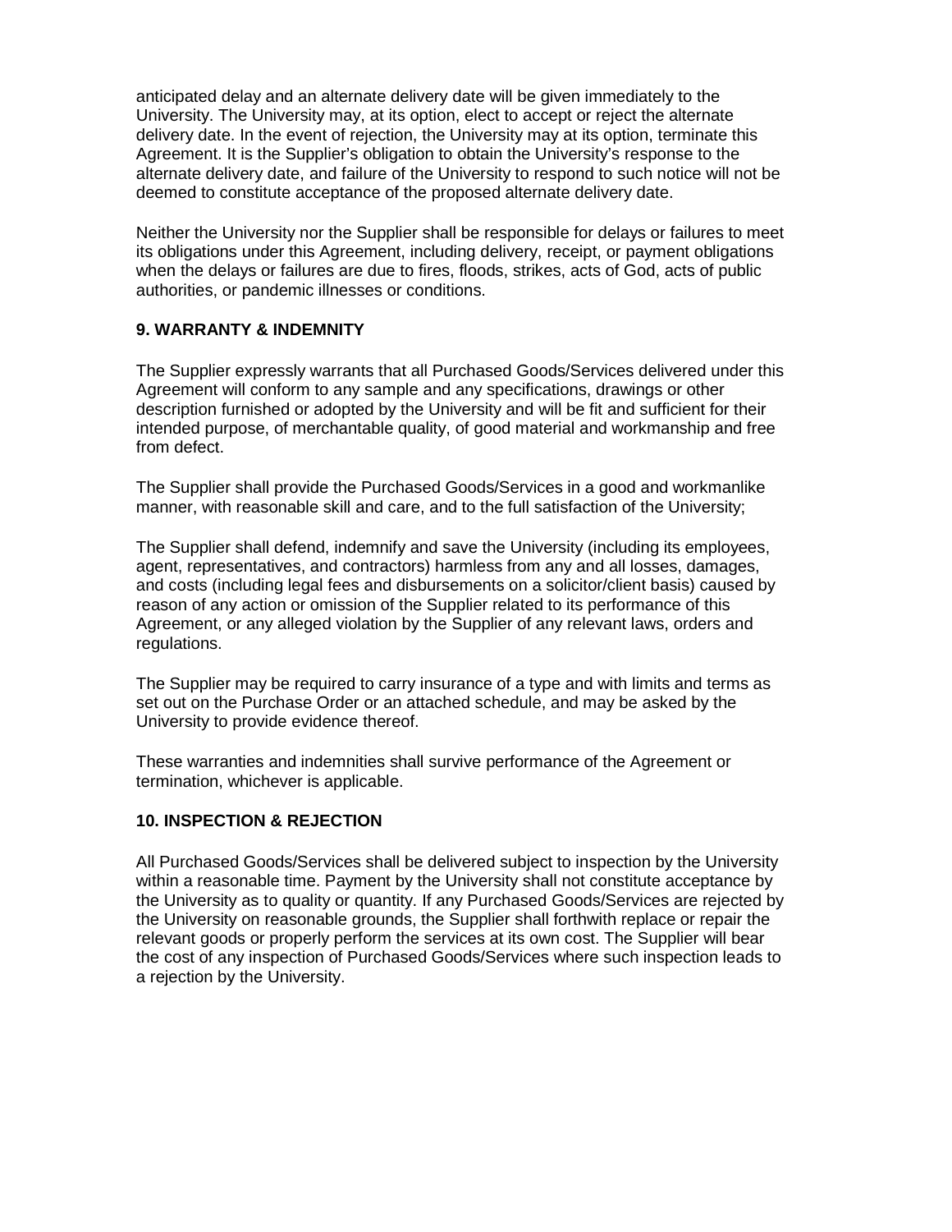anticipated delay and an alternate delivery date will be given immediately to the University. The University may, at its option, elect to accept or reject the alternate delivery date. In the event of rejection, the University may at its option, terminate this Agreement. It is the Supplier's obligation to obtain the University's response to the alternate delivery date, and failure of the University to respond to such notice will not be deemed to constitute acceptance of the proposed alternate delivery date.

Neither the University nor the Supplier shall be responsible for delays or failures to meet its obligations under this Agreement, including delivery, receipt, or payment obligations when the delays or failures are due to fires, floods, strikes, acts of God, acts of public authorities, or pandemic illnesses or conditions.

**9. WARRANTY & INDEMNITY**

The Supplier expressly warrants that all Purchased Goods/Services delivered under this Agreement will conform to any sample and any specifications, drawings or other description furnished or adopted by the University and will be fit and sufficient for their intended purpose, of merchantable quality, of good material and workmanship and free from defect.

The Supplier shall provide the Purchased Goods/Services in a good and workmanlike manner, with reasonable skill and care, and to the full satisfaction of the University;

The Supplier shall defend, indemnify and save the University (including its employees, agent, representatives, and contractors) harmless from any and all losses, damages, and costs (including legal fees and disbursements on a solicitor/client basis) caused by reason of any action or omission of the Supplier related to its performance of this Agreement, or any alleged violation by the Supplier of any relevant laws, orders and regulations.

The Supplier may be required to carry insurance of a type and with limits and terms as set out on the Purchase Order or an attached schedule, and may be asked by the University to provide evidence thereof.

These warranties and indemnities shall survive performance of the Agreement or termination, whichever is applicable.

**10. INSPECTION & REJECTION**

All Purchased Goods/Services shall be delivered subject to inspection by the University within a reasonable time. Payment by the University shall not constitute acceptance by the University as to quality or quantity. If any Purchased Goods/Services are rejected by the University on reasonable grounds, the Supplier shall forthwith replace or repair the relevant goods or properly perform the services at its own cost. The Supplier will bear the cost of any inspection of Purchased Goods/Services where such inspection leads to a rejection by the University.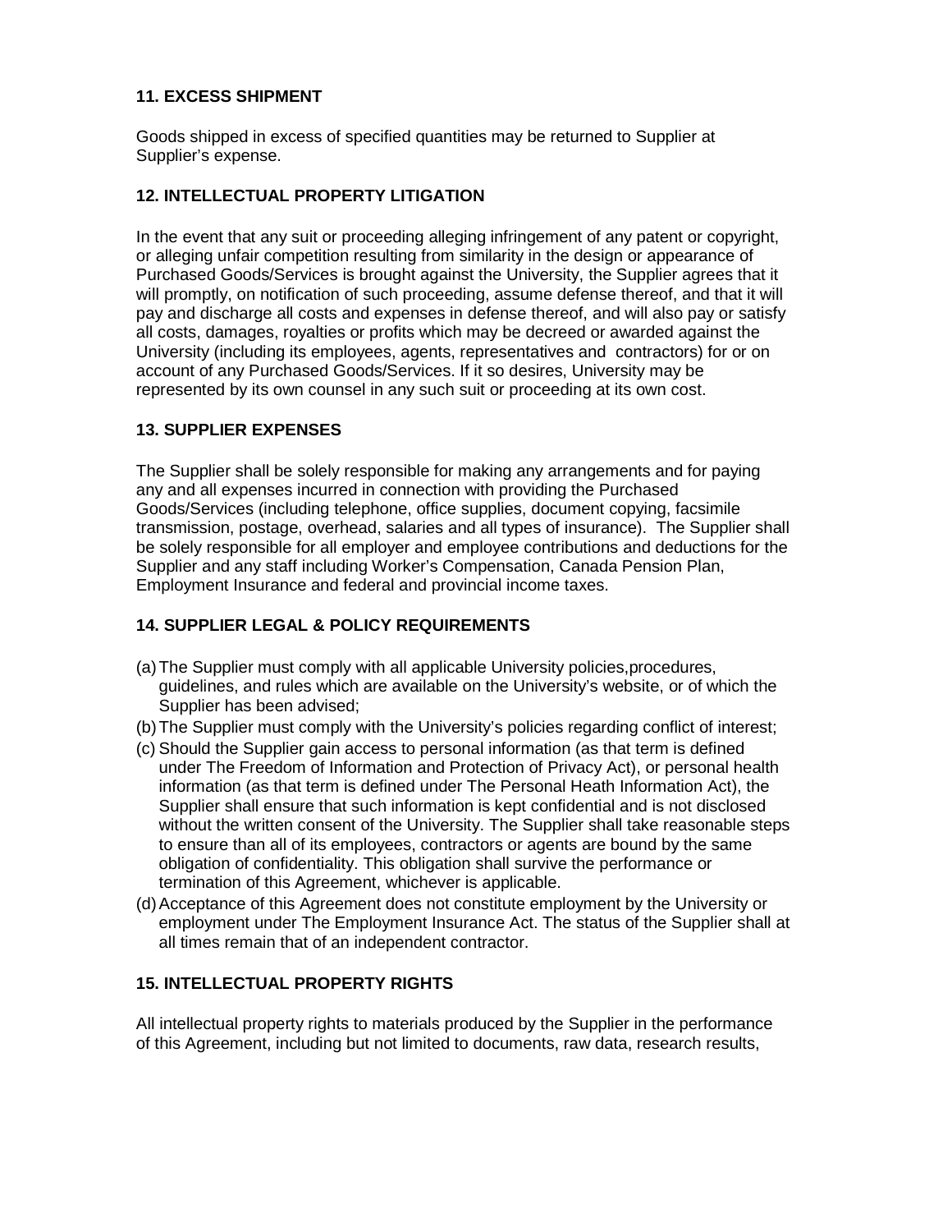**11. EXCESS SHIPMENT**

Goods shipped in excess of specified quantities may be returned to Supplier at Supplier's expense.

**12. INTELLECTUAL PROPERTY LITIGATION**

In the event that any suit or proceeding alleging infringement of any patent or copyright, or alleging unfair competition resulting from similarity in the design or appearance of Purchased Goods/Services is brought against the University, the Supplier agrees that it will promptly, on notification of such proceeding, assume defense thereof, and that it will pay and discharge all costs and expenses in defense thereof, and will also pay or satisfy all costs, damages, royalties or profits which may be decreed or awarded against the University (including its employees, agents, representatives and contractors) for or on account of any Purchased Goods/Services. If it so desires, University may be represented by its own counsel in any such suit or proceeding at its own cost.

**13. SUPPLIER EXPENSES**

The Supplier shall be solely responsible for making any arrangements and for paying any and all expenses incurred in connection with providing the Purchased Goods/Services (including telephone, office supplies, document copying, facsimile transmission, postage, overhead, salaries and all types of insurance). The Supplier shall be solely responsible for all employer and employee contributions and deductions for the Supplier and any staff including Worker's Compensation, Canada Pension Plan, Employment Insurance and federal and provincial income taxes.

**14. SUPPLIER LEGAL & POLICY REQUIREMENTS**

(a) The Supplier must comply with all applicable University policies,procedures, guidelines, and rules which are available on the University's website, or of which the Supplier has been advised;

(b) The Supplier must comply with the University's policies regarding conflict of interest;

(c) Should the Supplier gain access to personal information (as that term is defined under The Freedom of Information and Protection of Privacy Act), or personal health information (as that term is defined under The Personal Heath Information Act), the Supplier shall ensure that such information is kept confidential and is not disclosed without the written consent of the University. The Supplier shall take reasonable steps to ensure than all of its employees, contractors or agents are bound by the same obligation of confidentiality. This obligation shall survive the performance or termination of this Agreement, whichever is applicable.

(d) Acceptance of this Agreement does not constitute employment by the University or employment under The Employment Insurance Act. The status of the Supplier shall at all times remain that of an independent contractor.

**15. INTELLECTUAL PROPERTY RIGHTS**

All intellectual property rights to materials produced by the Supplier in the performance of this Agreement, including but not limited to documents, raw data, research results,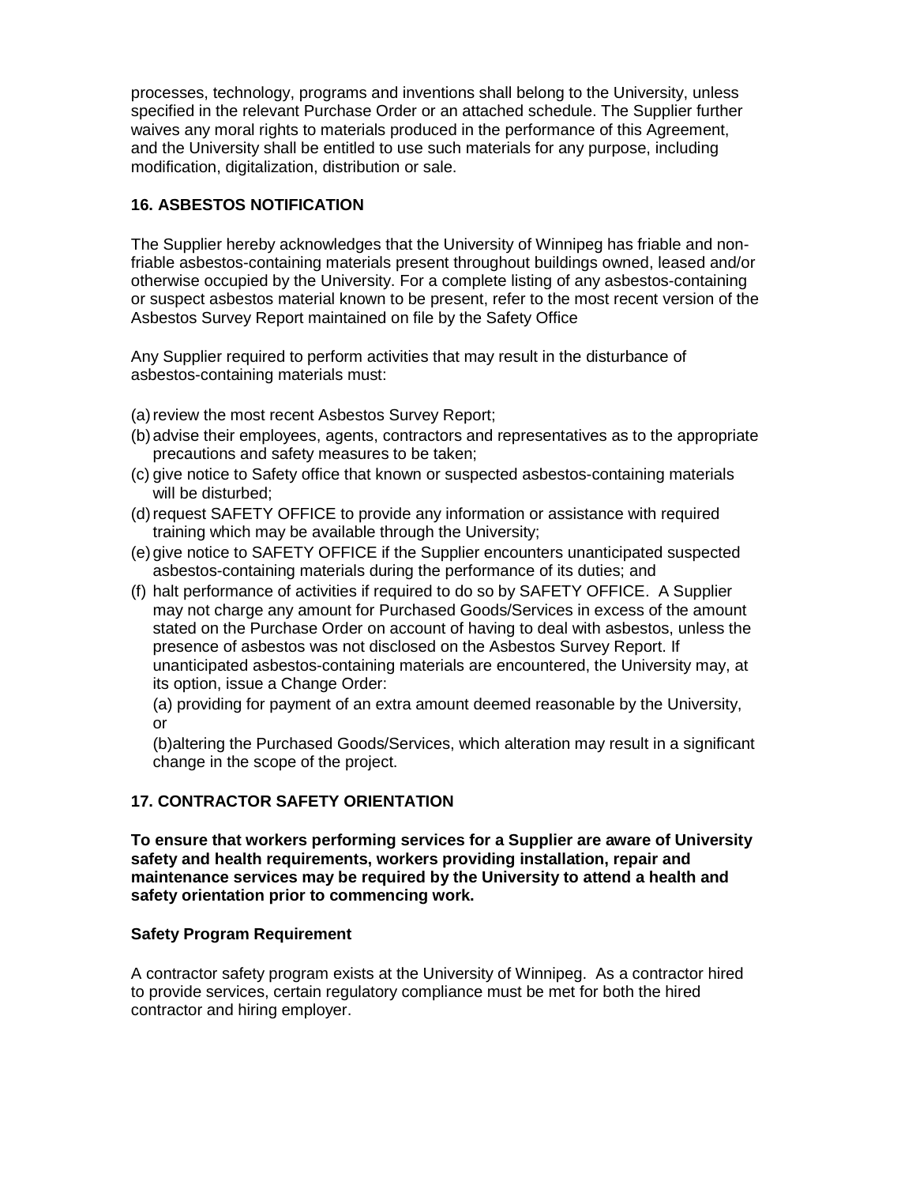processes, technology, programs and inventions shall belong to the University, unless specified in the relevant Purchase Order or an attached schedule. The Supplier further waives any moral rights to materials produced in the performance of this Agreement, and the University shall be entitled to use such materials for any purpose, including modification, digitalization, distribution or sale.

## 16. ASBESTOS NOTIFICATION

The Supplier hereby acknowledges that the University of Winnipeg has friable and non-friable asbestos-containing materials present throughout buildings owned, leased and/or otherwise occupied by the University. For a complete listing of any asbestos-containing or suspect asbestos material known to be present, refer to the most recent version of the Asbestos Survey Report maintained on file by the Safety Office

Any Supplier required to perform activities that may result in the disturbance of asbestos-containing materials must:

(a) review the most recent Asbestos Survey Report;
(b) advise their employees, agents, contractors and representatives as to the appropriate precautions and safety measures to be taken;
(c) give notice to Safety office that known or suspected asbestos-containing materials will be disturbed;
(d) request SAFETY OFFICE to provide any information or assistance with required training which may be available through the University;
(e) give notice to SAFETY OFFICE if the Supplier encounters unanticipated suspected asbestos-containing materials during the performance of its duties; and
(f) halt performance of activities if required to do so by SAFETY OFFICE. A Supplier may not charge any amount for Purchased Goods/Services in excess of the amount stated on the Purchase Order on account of having to deal with asbestos, unless the presence of asbestos was not disclosed on the Asbestos Survey Report. If unanticipated asbestos-containing materials are encountered, the University may, at its option, issue a Change Order:

(a) providing for payment of an extra amount deemed reasonable by the University, or

(b)altering the Purchased Goods/Services, which alteration may result in a significant change in the scope of the project.

## 17. CONTRACTOR SAFETY ORIENTATION

**To ensure that workers performing services for a Supplier are aware of University safety and health requirements, workers providing installation, repair and maintenance services may be required by the University to attend a health and safety orientation prior to commencing work.**

### Safety Program Requirement

A contractor safety program exists at the University of Winnipeg. As a contractor hired to provide services, certain regulatory compliance must be met for both the hired contractor and hiring employer.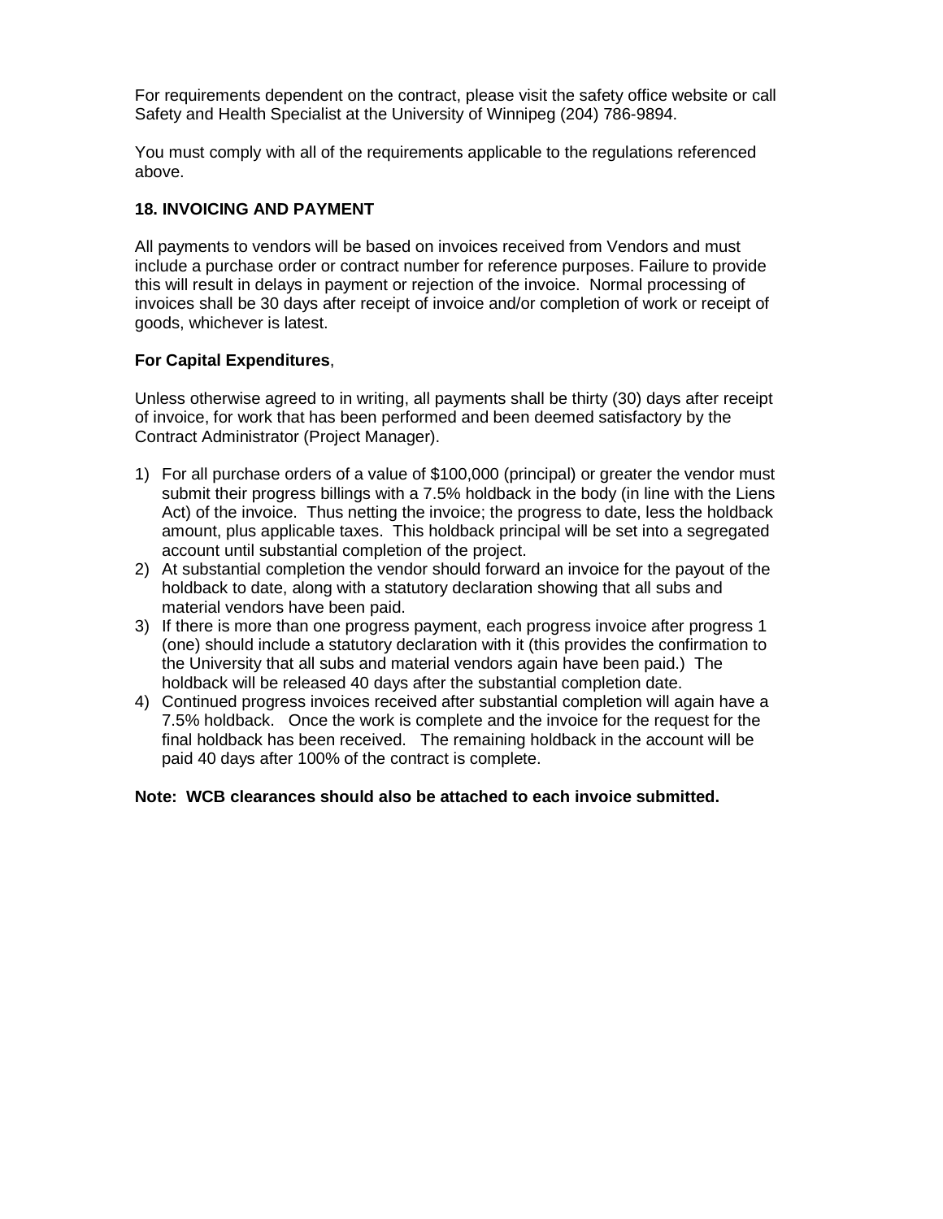For requirements dependent on the contract, please visit the safety office website or call Safety and Health Specialist at the University of Winnipeg (204) 786-9894.

You must comply with all of the requirements applicable to the regulations referenced above.

### 18. INVOICING AND PAYMENT

All payments to vendors will be based on invoices received from Vendors and must include a purchase order or contract number for reference purposes. Failure to provide this will result in delays in payment or rejection of the invoice. Normal processing of invoices shall be 30 days after receipt of invoice and/or completion of work or receipt of goods, whichever is latest.

**For Capital Expenditures**,

Unless otherwise agreed to in writing, all payments shall be thirty (30) days after receipt of invoice, for work that has been performed and been deemed satisfactory by the Contract Administrator (Project Manager).

1) For all purchase orders of a value of $100,000 (principal) or greater the vendor must submit their progress billings with a 7.5% holdback in the body (in line with the Liens Act) of the invoice. Thus netting the invoice; the progress to date, less the holdback amount, plus applicable taxes. This holdback principal will be set into a segregated account until substantial completion of the project.
2) At substantial completion the vendor should forward an invoice for the payout of the holdback to date, along with a statutory declaration showing that all subs and material vendors have been paid.
3) If there is more than one progress payment, each progress invoice after progress 1 (one) should include a statutory declaration with it (this provides the confirmation to the University that all subs and material vendors again have been paid.) The holdback will be released 40 days after the substantial completion date.
4) Continued progress invoices received after substantial completion will again have a 7.5% holdback. Once the work is complete and the invoice for the request for the final holdback has been received. The remaining holdback in the account will be paid 40 days after 100% of the contract is complete.

**Note: WCB clearances should also be attached to each invoice submitted.**